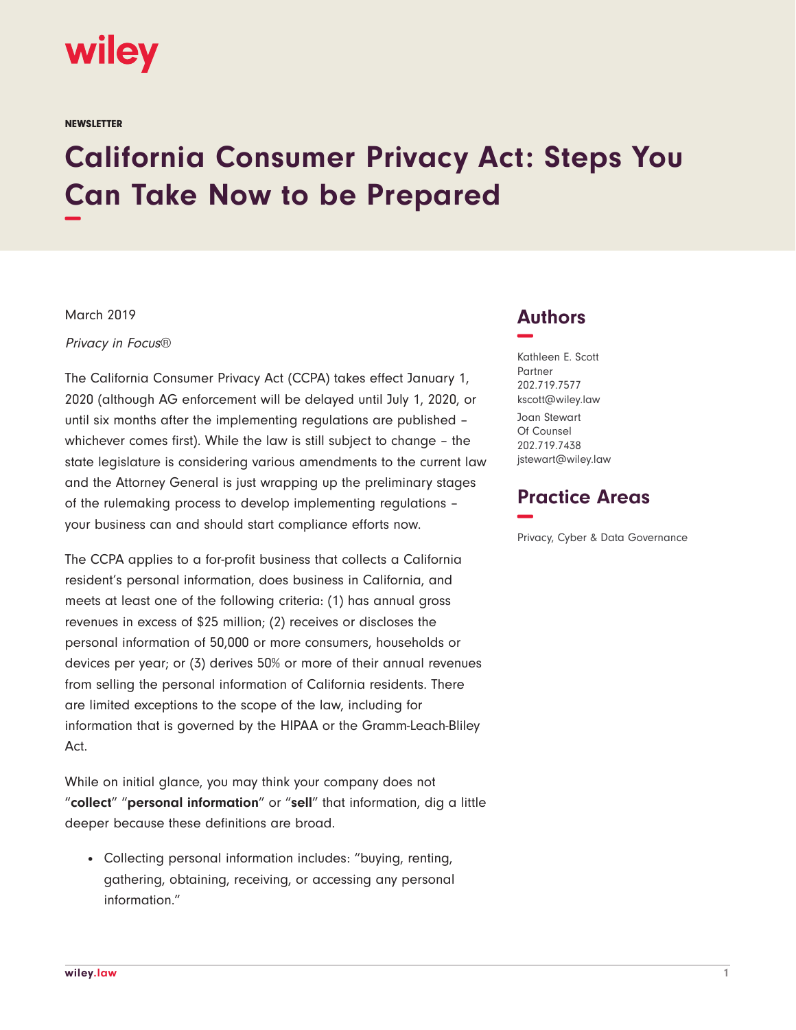NEWSLETTER

# California Consumer Privacy Act: Steps You Can Take Now to be Prepared

March 2019

*Privacy in Focus®*

## Authors

Kathleen E. Scott
Partner
202.719.7577
kscott@wiley.law

Joan Stewart
Of Counsel
202.719.7438
jstewart@wiley.law

## Practice Areas

Privacy, Cyber & Data Governance

The California Consumer Privacy Act (CCPA) takes effect January 1, 2020 (although AG enforcement will be delayed until July 1, 2020, or until six months after the implementing regulations are published – whichever comes first). While the law is still subject to change – the state legislature is considering various amendments to the current law and the Attorney General is just wrapping up the preliminary stages of the rulemaking process to develop implementing regulations – your business can and should start compliance efforts now.

The CCPA applies to a for-profit business that collects a California resident's personal information, does business in California, and meets at least one of the following criteria: (1) has annual gross revenues in excess of $25 million; (2) receives or discloses the personal information of 50,000 or more consumers, households or devices per year; or (3) derives 50% or more of their annual revenues from selling the personal information of California residents. There are limited exceptions to the scope of the law, including for information that is governed by the HIPAA or the Gramm-Leach-Bliley Act.

While on initial glance, you may think your company does not "**collect**" "**personal information**" or "**sell**" that information, dig a little deeper because these definitions are broad.

- Collecting personal information includes: "buying, renting, gathering, obtaining, receiving, or accessing any personal information."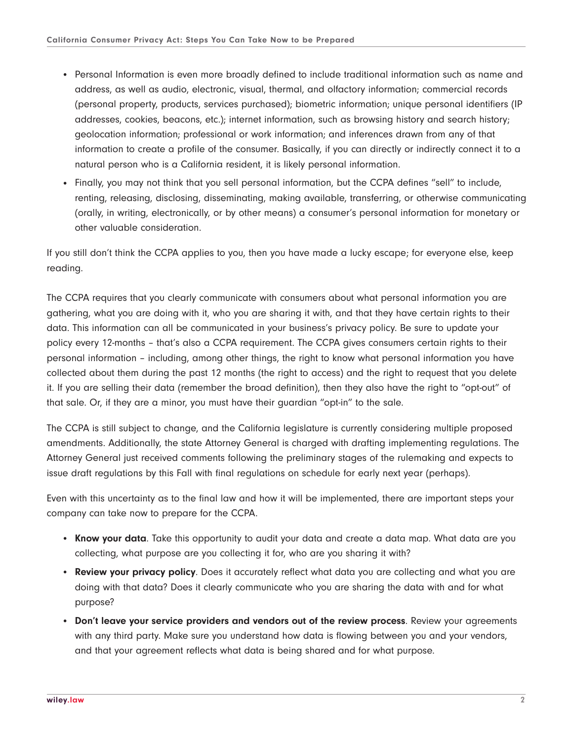- Personal Information is even more broadly defined to include traditional information such as name and address, as well as audio, electronic, visual, thermal, and olfactory information; commercial records (personal property, products, services purchased); biometric information; unique personal identifiers (IP addresses, cookies, beacons, etc.); internet information, such as browsing history and search history; geolocation information; professional or work information; and inferences drawn from any of that information to create a profile of the consumer. Basically, if you can directly or indirectly connect it to a natural person who is a California resident, it is likely personal information.
- Finally, you may not think that you sell personal information, but the CCPA defines "sell" to include, renting, releasing, disclosing, disseminating, making available, transferring, or otherwise communicating (orally, in writing, electronically, or by other means) a consumer's personal information for monetary or other valuable consideration.

If you still don't think the CCPA applies to you, then you have made a lucky escape; for everyone else, keep reading.

The CCPA requires that you clearly communicate with consumers about what personal information you are gathering, what you are doing with it, who you are sharing it with, and that they have certain rights to their data. This information can all be communicated in your business's privacy policy. Be sure to update your policy every 12-months – that's also a CCPA requirement. The CCPA gives consumers certain rights to their personal information – including, among other things, the right to know what personal information you have collected about them during the past 12 months (the right to access) and the right to request that you delete it. If you are selling their data (remember the broad definition), then they also have the right to "opt-out" of that sale. Or, if they are a minor, you must have their guardian "opt-in" to the sale.

The CCPA is still subject to change, and the California legislature is currently considering multiple proposed amendments. Additionally, the state Attorney General is charged with drafting implementing regulations. The Attorney General just received comments following the preliminary stages of the rulemaking and expects to issue draft regulations by this Fall with final regulations on schedule for early next year (perhaps).

Even with this uncertainty as to the final law and how it will be implemented, there are important steps your company can take now to prepare for the CCPA.

- **Know your data**. Take this opportunity to audit your data and create a data map. What data are you collecting, what purpose are you collecting it for, who are you sharing it with?
- **Review your privacy policy**. Does it accurately reflect what data you are collecting and what you are doing with that data? Does it clearly communicate who you are sharing the data with and for what purpose?
- **Don't leave your service providers and vendors out of the review process**. Review your agreements with any third party. Make sure you understand how data is flowing between you and your vendors, and that your agreement reflects what data is being shared and for what purpose.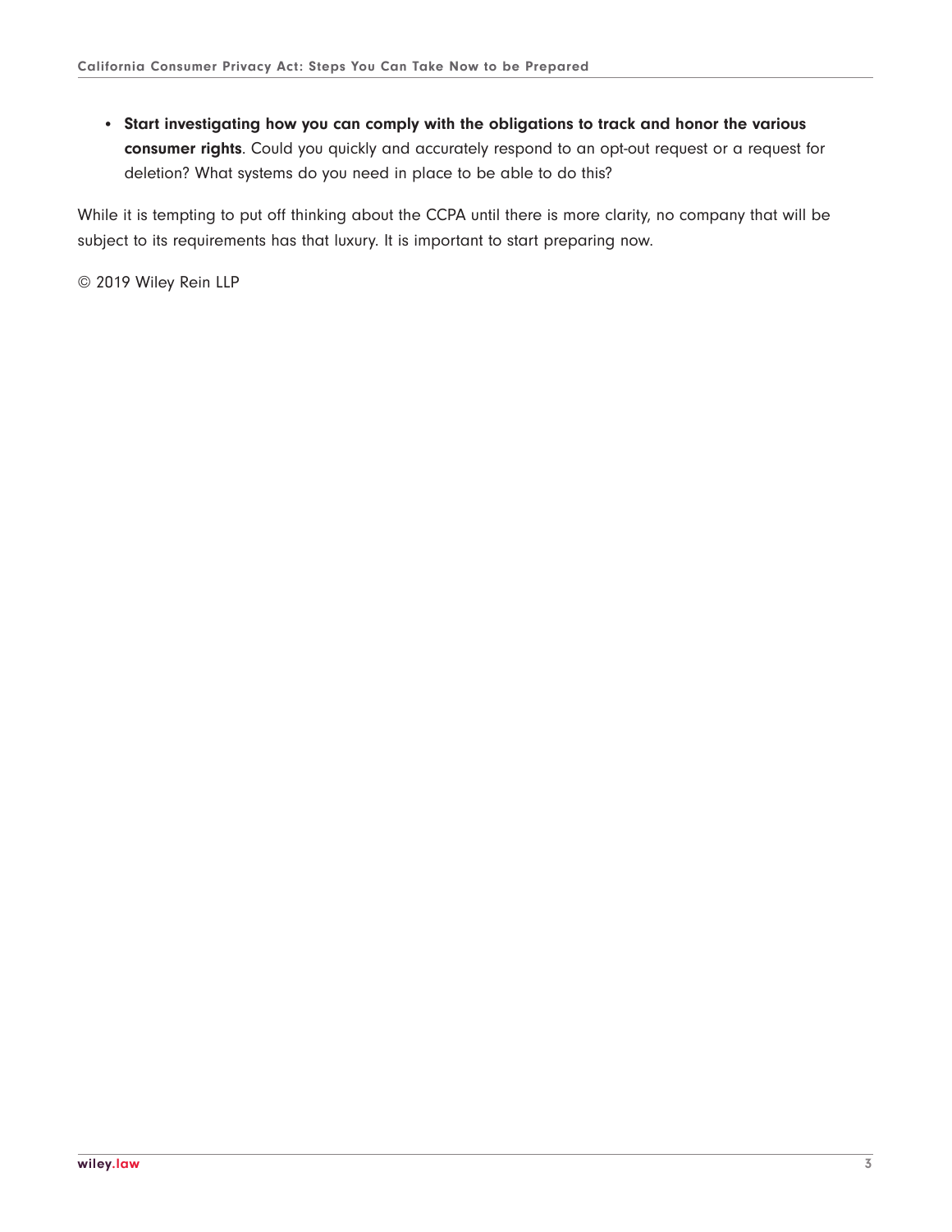- **Start investigating how you can comply with the obligations to track and honor the various consumer rights**. Could you quickly and accurately respond to an opt-out request or a request for deletion? What systems do you need in place to be able to do this?

While it is tempting to put off thinking about the CCPA until there is more clarity, no company that will be subject to its requirements has that luxury. It is important to start preparing now.

© 2019 Wiley Rein LLP